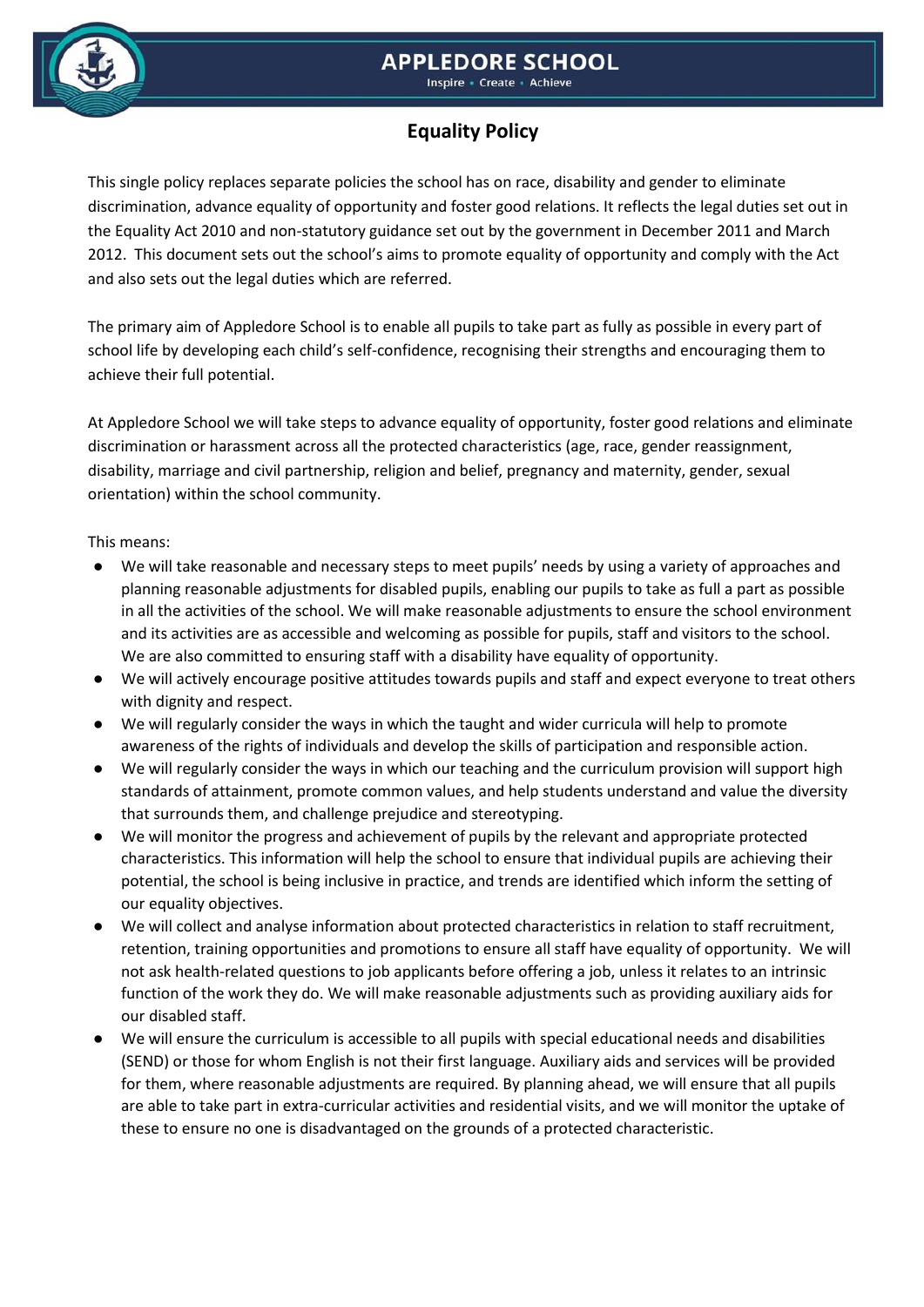# Equality Policy

This single policy replaces separate policies the school has on race, disability and gender to eliminate discrimination, advance equality of opportunity and foster good relations. It reflects the legal duties set out in the Equality Act 2010 and non-statutory guidance set out by the government in December 2011 and March 2012. This document sets out the school's aims to promote equality of opportunity and comply with the Act and also sets out the legal duties which are referred.

The primary aim of Appledore School is to enable all pupils to take part as fully as possible in every part of school life by developing each child's self-confidence, recognising their strengths and encouraging them to achieve their full potential.

At Appledore School we will take steps to advance equality of opportunity, foster good relations and eliminate discrimination or harassment across all the protected characteristics (age, race, gender reassignment, disability, marriage and civil partnership, religion and belief, pregnancy and maternity, gender, sexual orientation) within the school community.

This means:

- We will take reasonable and necessary steps to meet pupils' needs by using a variety of approaches and planning reasonable adjustments for disabled pupils, enabling our pupils to take as full a part as possible in all the activities of the school. We will make reasonable adjustments to ensure the school environment and its activities are as accessible and welcoming as possible for pupils, staff and visitors to the school. We are also committed to ensuring staff with a disability have equality of opportunity.
- We will actively encourage positive attitudes towards pupils and staff and expect everyone to treat others with dignity and respect.
- We will regularly consider the ways in which the taught and wider curricula will help to promote awareness of the rights of individuals and develop the skills of participation and responsible action.
- We will regularly consider the ways in which our teaching and the curriculum provision will support high standards of attainment, promote common values, and help students understand and value the diversity that surrounds them, and challenge prejudice and stereotyping.
- We will monitor the progress and achievement of pupils by the relevant and appropriate protected characteristics. This information will help the school to ensure that individual pupils are achieving their potential, the school is being inclusive in practice, and trends are identified which inform the setting of our equality objectives.
- We will collect and analyse information about protected characteristics in relation to staff recruitment, retention, training opportunities and promotions to ensure all staff have equality of opportunity. We will not ask health-related questions to job applicants before offering a job, unless it relates to an intrinsic function of the work they do. We will make reasonable adjustments such as providing auxiliary aids for our disabled staff.
- We will ensure the curriculum is accessible to all pupils with special educational needs and disabilities (SEND) or those for whom English is not their first language. Auxiliary aids and services will be provided for them, where reasonable adjustments are required. By planning ahead, we will ensure that all pupils are able to take part in extra-curricular activities and residential visits, and we will monitor the uptake of these to ensure no one is disadvantaged on the grounds of a protected characteristic.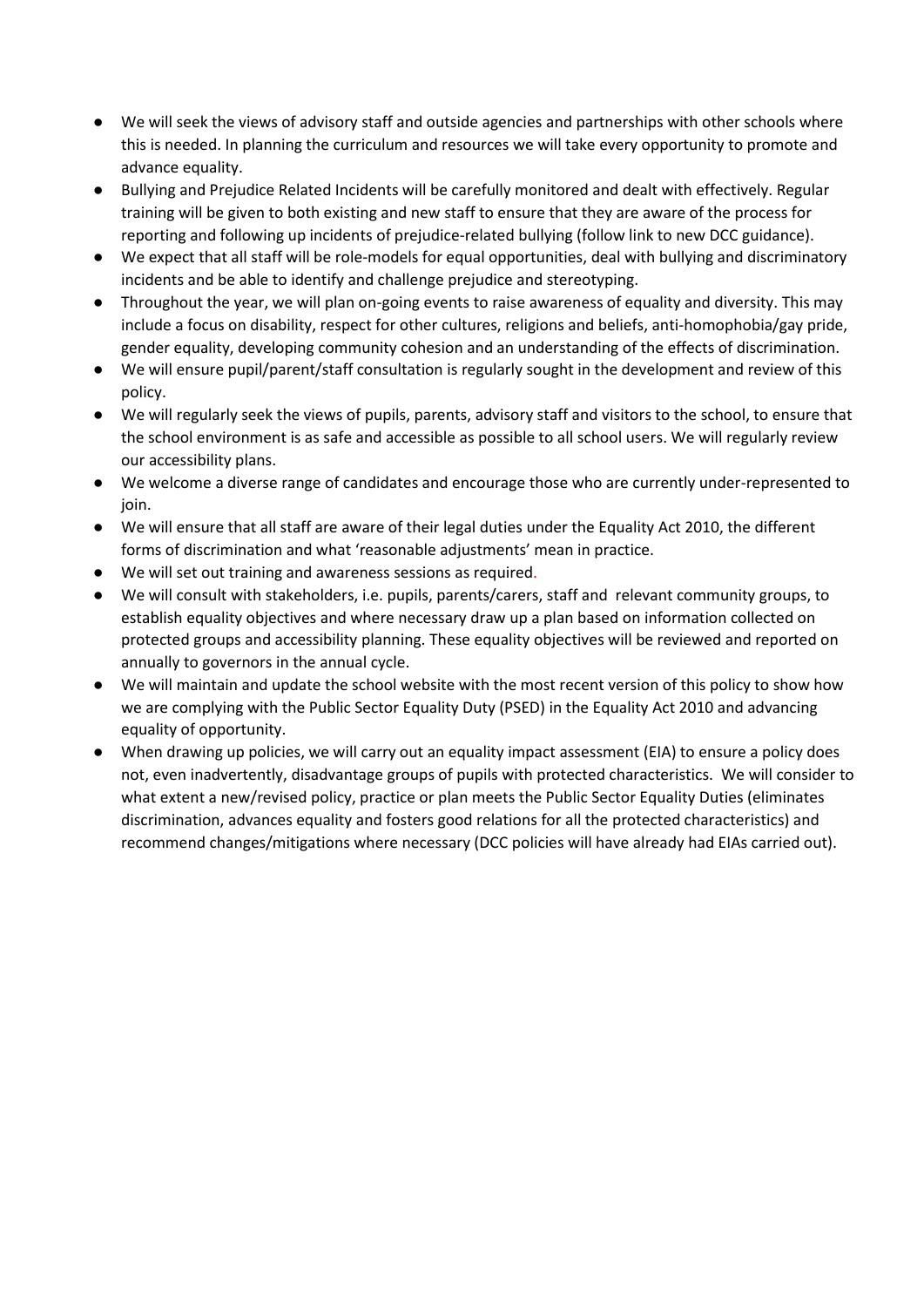- We will seek the views of advisory staff and outside agencies and partnerships with other schools where this is needed. In planning the curriculum and resources we will take every opportunity to promote and advance equality.
- Bullying and Prejudice Related Incidents will be carefully monitored and dealt with effectively. Regular training will be given to both existing and new staff to ensure that they are aware of the process for reporting and following up incidents of prejudice-related bullying (follow link to new DCC guidance).
- We expect that all staff will be role-models for equal opportunities, deal with bullying and discriminatory incidents and be able to identify and challenge prejudice and stereotyping.
- Throughout the year, we will plan on-going events to raise awareness of equality and diversity. This may include a focus on disability, respect for other cultures, religions and beliefs, anti-homophobia/gay pride, gender equality, developing community cohesion and an understanding of the effects of discrimination.
- We will ensure pupil/parent/staff consultation is regularly sought in the development and review of this policy.
- We will regularly seek the views of pupils, parents, advisory staff and visitors to the school, to ensure that the school environment is as safe and accessible as possible to all school users. We will regularly review our accessibility plans.
- We welcome a diverse range of candidates and encourage those who are currently under-represented to join.
- We will ensure that all staff are aware of their legal duties under the Equality Act 2010, the different forms of discrimination and what 'reasonable adjustments' mean in practice.
- We will set out training and awareness sessions as required.
- We will consult with stakeholders, i.e. pupils, parents/carers, staff and relevant community groups, to establish equality objectives and where necessary draw up a plan based on information collected on protected groups and accessibility planning. These equality objectives will be reviewed and reported on annually to governors in the annual cycle.
- We will maintain and update the school website with the most recent version of this policy to show how we are complying with the Public Sector Equality Duty (PSED) in the Equality Act 2010 and advancing equality of opportunity.
- When drawing up policies, we will carry out an equality impact assessment (EIA) to ensure a policy does not, even inadvertently, disadvantage groups of pupils with protected characteristics. We will consider to what extent a new/revised policy, practice or plan meets the Public Sector Equality Duties (eliminates discrimination, advances equality and fosters good relations for all the protected characteristics) and recommend changes/mitigations where necessary (DCC policies will have already had EIAs carried out).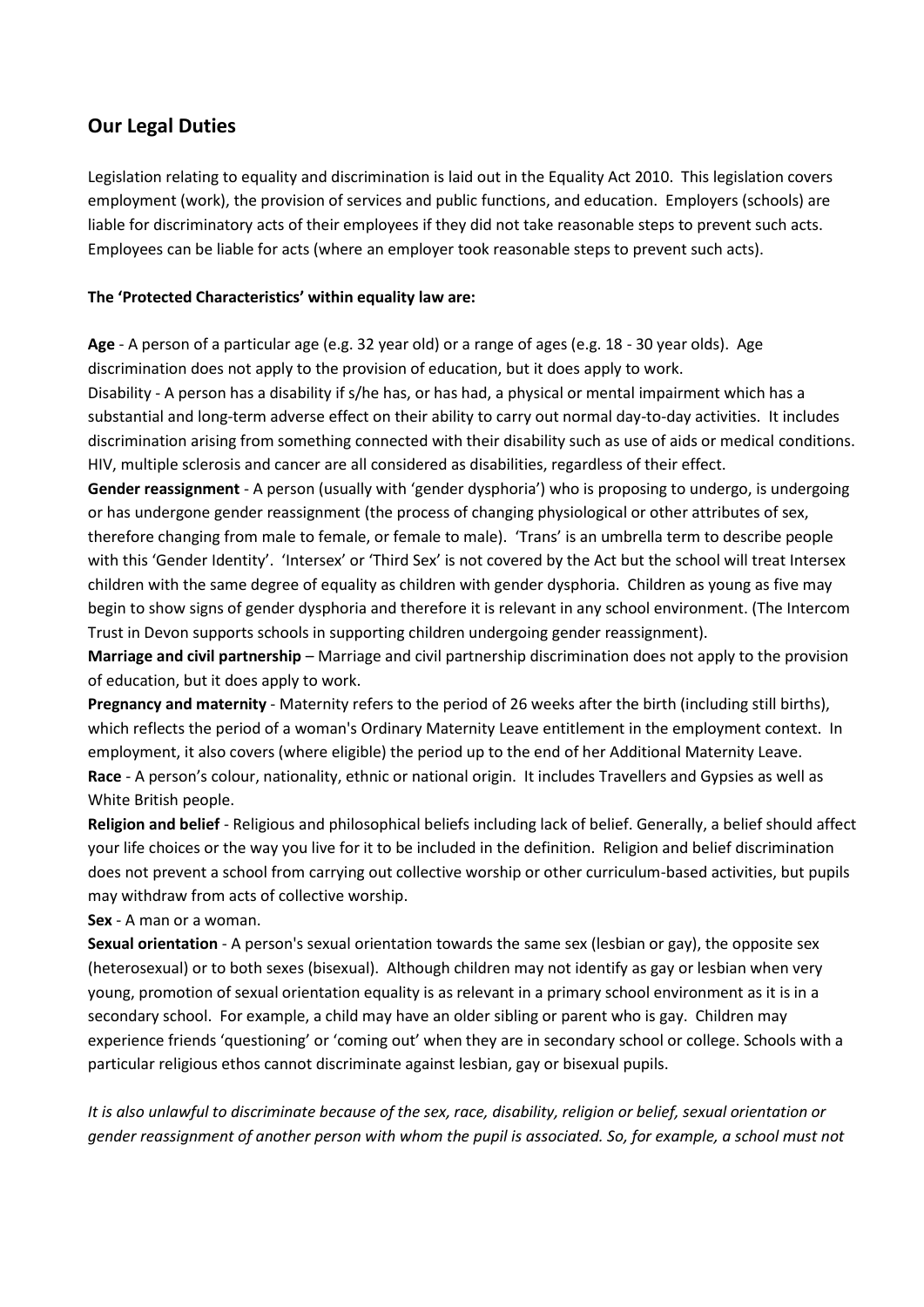## Our Legal Duties

Legislation relating to equality and discrimination is laid out in the Equality Act 2010. This legislation covers employment (work), the provision of services and public functions, and education. Employers (schools) are liable for discriminatory acts of their employees if they did not take reasonable steps to prevent such acts. Employees can be liable for acts (where an employer took reasonable steps to prevent such acts).

**The 'Protected Characteristics' within equality law are:**

**Age** - A person of a particular age (e.g. 32 year old) or a range of ages (e.g. 18 - 30 year olds). Age discrimination does not apply to the provision of education, but it does apply to work.
Disability - A person has a disability if s/he has, or has had, a physical or mental impairment which has a substantial and long-term adverse effect on their ability to carry out normal day-to-day activities. It includes discrimination arising from something connected with their disability such as use of aids or medical conditions. HIV, multiple sclerosis and cancer are all considered as disabilities, regardless of their effect.
**Gender reassignment** - A person (usually with 'gender dysphoria') who is proposing to undergo, is undergoing or has undergone gender reassignment (the process of changing physiological or other attributes of sex, therefore changing from male to female, or female to male). 'Trans' is an umbrella term to describe people with this 'Gender Identity'. 'Intersex' or 'Third Sex' is not covered by the Act but the school will treat Intersex children with the same degree of equality as children with gender dysphoria. Children as young as five may begin to show signs of gender dysphoria and therefore it is relevant in any school environment. (The Intercom Trust in Devon supports schools in supporting children undergoing gender reassignment).
**Marriage and civil partnership** – Marriage and civil partnership discrimination does not apply to the provision of education, but it does apply to work.
**Pregnancy and maternity** - Maternity refers to the period of 26 weeks after the birth (including still births), which reflects the period of a woman's Ordinary Maternity Leave entitlement in the employment context. In employment, it also covers (where eligible) the period up to the end of her Additional Maternity Leave.
**Race** - A person's colour, nationality, ethnic or national origin. It includes Travellers and Gypsies as well as White British people.
**Religion and belief** - Religious and philosophical beliefs including lack of belief. Generally, a belief should affect your life choices or the way you live for it to be included in the definition. Religion and belief discrimination does not prevent a school from carrying out collective worship or other curriculum-based activities, but pupils may withdraw from acts of collective worship.
**Sex** - A man or a woman.
**Sexual orientation** - A person's sexual orientation towards the same sex (lesbian or gay), the opposite sex (heterosexual) or to both sexes (bisexual). Although children may not identify as gay or lesbian when very young, promotion of sexual orientation equality is as relevant in a primary school environment as it is in a secondary school. For example, a child may have an older sibling or parent who is gay. Children may experience friends 'questioning' or 'coming out' when they are in secondary school or college. Schools with a particular religious ethos cannot discriminate against lesbian, gay or bisexual pupils.

*It is also unlawful to discriminate because of the sex, race, disability, religion or belief, sexual orientation or gender reassignment of another person with whom the pupil is associated. So, for example, a school must not*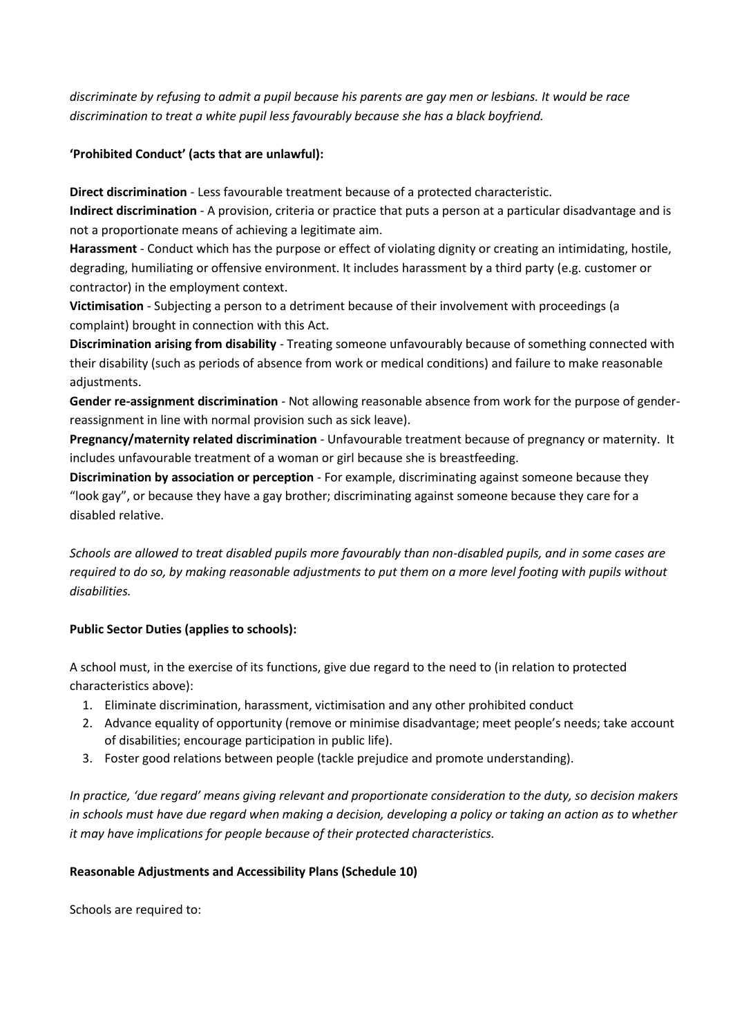*discriminate by refusing to admit a pupil because his parents are gay men or lesbians. It would be race discrimination to treat a white pupil less favourably because she has a black boyfriend.*

**'Prohibited Conduct' (acts that are unlawful):**

**Direct discrimination** - Less favourable treatment because of a protected characteristic.
**Indirect discrimination** - A provision, criteria or practice that puts a person at a particular disadvantage and is not a proportionate means of achieving a legitimate aim.
**Harassment** - Conduct which has the purpose or effect of violating dignity or creating an intimidating, hostile, degrading, humiliating or offensive environment. It includes harassment by a third party (e.g. customer or contractor) in the employment context.
**Victimisation** - Subjecting a person to a detriment because of their involvement with proceedings (a complaint) brought in connection with this Act.
**Discrimination arising from disability** - Treating someone unfavourably because of something connected with their disability (such as periods of absence from work or medical conditions) and failure to make reasonable adjustments.
**Gender re-assignment discrimination** - Not allowing reasonable absence from work for the purpose of gender-reassignment in line with normal provision such as sick leave).
**Pregnancy/maternity related discrimination** - Unfavourable treatment because of pregnancy or maternity. It includes unfavourable treatment of a woman or girl because she is breastfeeding.
**Discrimination by association or perception** - For example, discriminating against someone because they "look gay", or because they have a gay brother; discriminating against someone because they care for a disabled relative.

*Schools are allowed to treat disabled pupils more favourably than non-disabled pupils, and in some cases are required to do so, by making reasonable adjustments to put them on a more level footing with pupils without disabilities.*

**Public Sector Duties (applies to schools):**

A school must, in the exercise of its functions, give due regard to the need to (in relation to protected characteristics above):

1. Eliminate discrimination, harassment, victimisation and any other prohibited conduct
2. Advance equality of opportunity (remove or minimise disadvantage; meet people's needs; take account of disabilities; encourage participation in public life).
3. Foster good relations between people (tackle prejudice and promote understanding).

*In practice, 'due regard' means giving relevant and proportionate consideration to the duty, so decision makers in schools must have due regard when making a decision, developing a policy or taking an action as to whether it may have implications for people because of their protected characteristics.*

**Reasonable Adjustments and Accessibility Plans (Schedule 10)**

Schools are required to: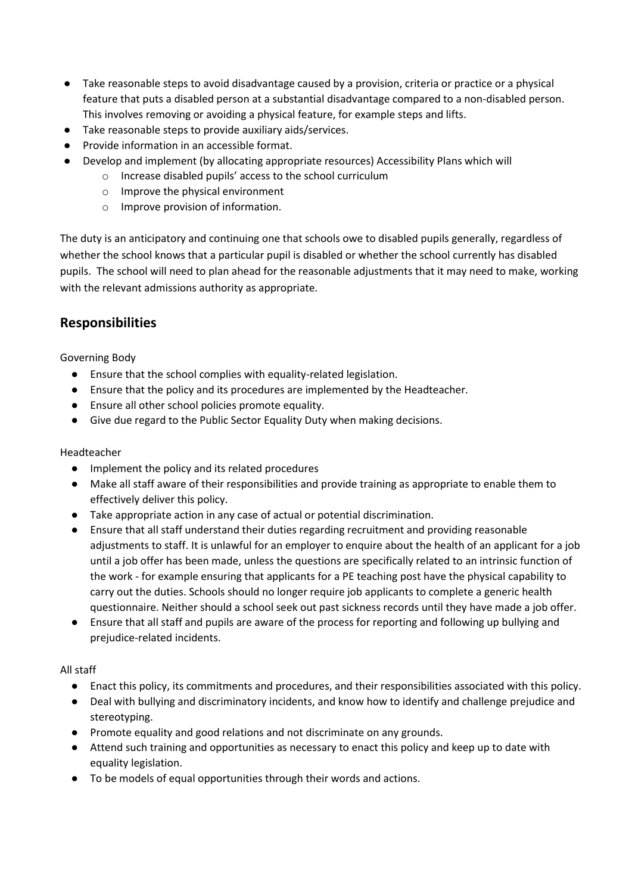- Take reasonable steps to avoid disadvantage caused by a provision, criteria or practice or a physical feature that puts a disabled person at a substantial disadvantage compared to a non-disabled person. This involves removing or avoiding a physical feature, for example steps and lifts.
- Take reasonable steps to provide auxiliary aids/services.
- Provide information in an accessible format.
- Develop and implement (by allocating appropriate resources) Accessibility Plans which will
    - Increase disabled pupils' access to the school curriculum
    - Improve the physical environment
    - Improve provision of information.

The duty is an anticipatory and continuing one that schools owe to disabled pupils generally, regardless of whether the school knows that a particular pupil is disabled or whether the school currently has disabled pupils. The school will need to plan ahead for the reasonable adjustments that it may need to make, working with the relevant admissions authority as appropriate.

## Responsibilities

Governing Body

- Ensure that the school complies with equality-related legislation.
- Ensure that the policy and its procedures are implemented by the Headteacher.
- Ensure all other school policies promote equality.
- Give due regard to the Public Sector Equality Duty when making decisions.

Headteacher

- Implement the policy and its related procedures
- Make all staff aware of their responsibilities and provide training as appropriate to enable them to effectively deliver this policy.
- Take appropriate action in any case of actual or potential discrimination.
- Ensure that all staff understand their duties regarding recruitment and providing reasonable adjustments to staff. It is unlawful for an employer to enquire about the health of an applicant for a job until a job offer has been made, unless the questions are specifically related to an intrinsic function of the work - for example ensuring that applicants for a PE teaching post have the physical capability to carry out the duties. Schools should no longer require job applicants to complete a generic health questionnaire. Neither should a school seek out past sickness records until they have made a job offer.
- Ensure that all staff and pupils are aware of the process for reporting and following up bullying and prejudice-related incidents.

All staff

- Enact this policy, its commitments and procedures, and their responsibilities associated with this policy.
- Deal with bullying and discriminatory incidents, and know how to identify and challenge prejudice and stereotyping.
- Promote equality and good relations and not discriminate on any grounds.
- Attend such training and opportunities as necessary to enact this policy and keep up to date with equality legislation.
- To be models of equal opportunities through their words and actions.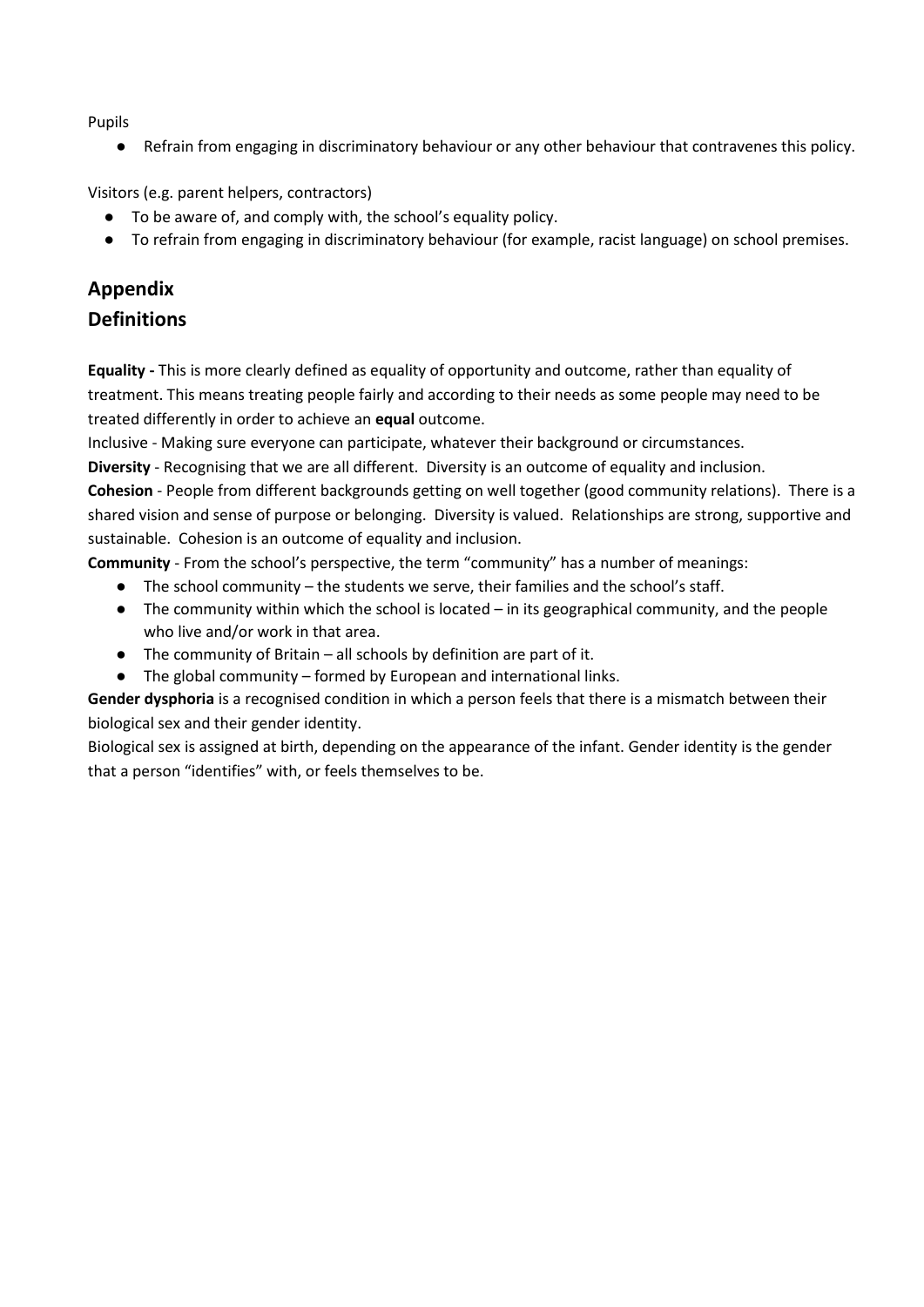Pupils

- Refrain from engaging in discriminatory behaviour or any other behaviour that contravenes this policy.

Visitors (e.g. parent helpers, contractors)

- To be aware of, and comply with, the school's equality policy.
- To refrain from engaging in discriminatory behaviour (for example, racist language) on school premises.

## Appendix

## Definitions

**Equality -** This is more clearly defined as equality of opportunity and outcome, rather than equality of treatment. This means treating people fairly and according to their needs as some people may need to be treated differently in order to achieve an **equal** outcome.

Inclusive - Making sure everyone can participate, whatever their background or circumstances.

**Diversity** - Recognising that we are all different. Diversity is an outcome of equality and inclusion.

**Cohesion** - People from different backgrounds getting on well together (good community relations). There is a shared vision and sense of purpose or belonging. Diversity is valued. Relationships are strong, supportive and sustainable. Cohesion is an outcome of equality and inclusion.

**Community** - From the school's perspective, the term "community" has a number of meanings:

- The school community – the students we serve, their families and the school's staff.
- The community within which the school is located – in its geographical community, and the people who live and/or work in that area.
- The community of Britain – all schools by definition are part of it.
- The global community – formed by European and international links.

**Gender dysphoria** is a recognised condition in which a person feels that there is a mismatch between their biological sex and their gender identity.

Biological sex is assigned at birth, depending on the appearance of the infant. Gender identity is the gender that a person "identifies" with, or feels themselves to be.